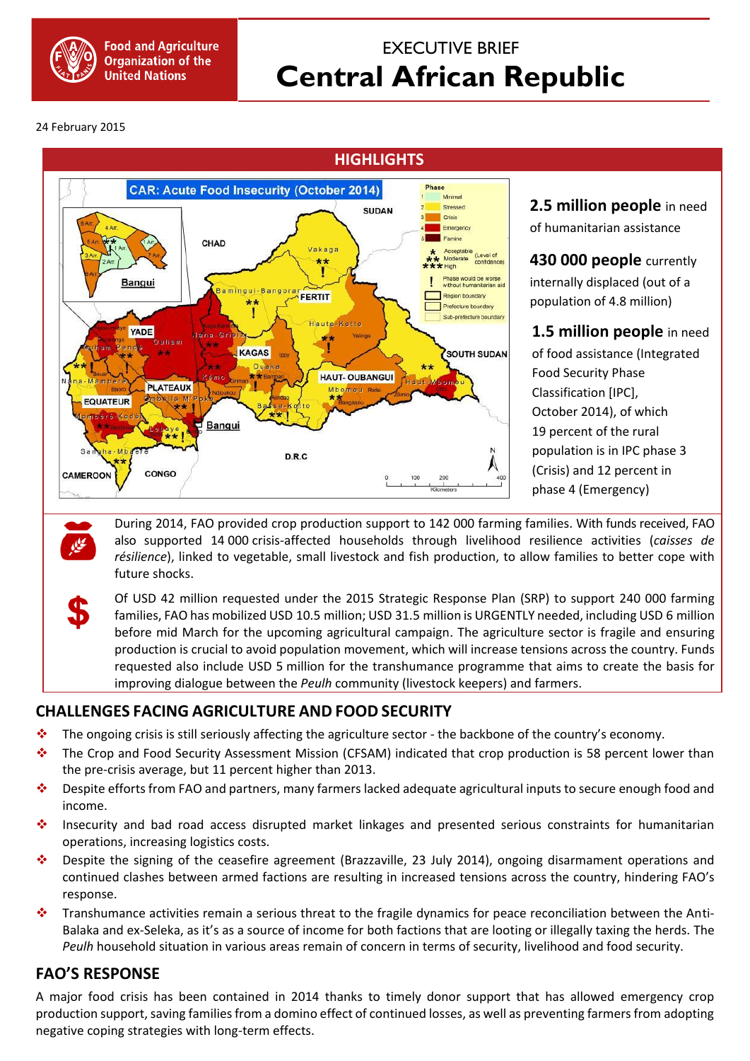Food and Agriculture Organization of the United Nations

# EXECUTIVE BRIEF
# Central African Republic

24 February 2015

## HIGHLIGHTS

**2.5 million people** in need of humanitarian assistance

**430 000 people** currently internally displaced (out of a population of 4.8 million)

**1.5 million people** in need of food assistance (Integrated Food Security Phase Classification [IPC], October 2014), of which 19 percent of the rural population is in IPC phase 3 (Crisis) and 12 percent in phase 4 (Emergency)

During 2014, FAO provided crop production support to 142 000 farming families. With funds received, FAO also supported 14 000 crisis-affected households through livelihood resilience activities (*caisses de résilience*), linked to vegetable, small livestock and fish production, to allow families to better cope with future shocks.

Of USD 42 million requested under the 2015 Strategic Response Plan (SRP) to support 240 000 farming families, FAO has mobilized USD 10.5 million; USD 31.5 million is URGENTLY needed, including USD 6 million before mid March for the upcoming agricultural campaign. The agriculture sector is fragile and ensuring production is crucial to avoid population movement, which will increase tensions across the country. Funds requested also include USD 5 million for the transhumance programme that aims to create the basis for improving dialogue between the *Peulh* community (livestock keepers) and farmers.

## CHALLENGES FACING AGRICULTURE AND FOOD SECURITY

- The ongoing crisis is still seriously affecting the agriculture sector - the backbone of the country's economy.
- The Crop and Food Security Assessment Mission (CFSAM) indicated that crop production is 58 percent lower than the pre-crisis average, but 11 percent higher than 2013.
- Despite efforts from FAO and partners, many farmers lacked adequate agricultural inputs to secure enough food and income.
- Insecurity and bad road access disrupted market linkages and presented serious constraints for humanitarian operations, increasing logistics costs.
- Despite the signing of the ceasefire agreement (Brazzaville, 23 July 2014), ongoing disarmament operations and continued clashes between armed factions are resulting in increased tensions across the country, hindering FAO's response.
- Transhumance activities remain a serious threat to the fragile dynamics for peace reconciliation between the Anti-Balaka and ex-Seleka, as it's as a source of income for both factions that are looting or illegally taxing the herds. The *Peulh* household situation in various areas remain of concern in terms of security, livelihood and food security.

## FAO'S RESPONSE

A major food crisis has been contained in 2014 thanks to timely donor support that has allowed emergency crop production support, saving families from a domino effect of continued losses, as well as preventing farmers from adopting negative coping strategies with long-term effects.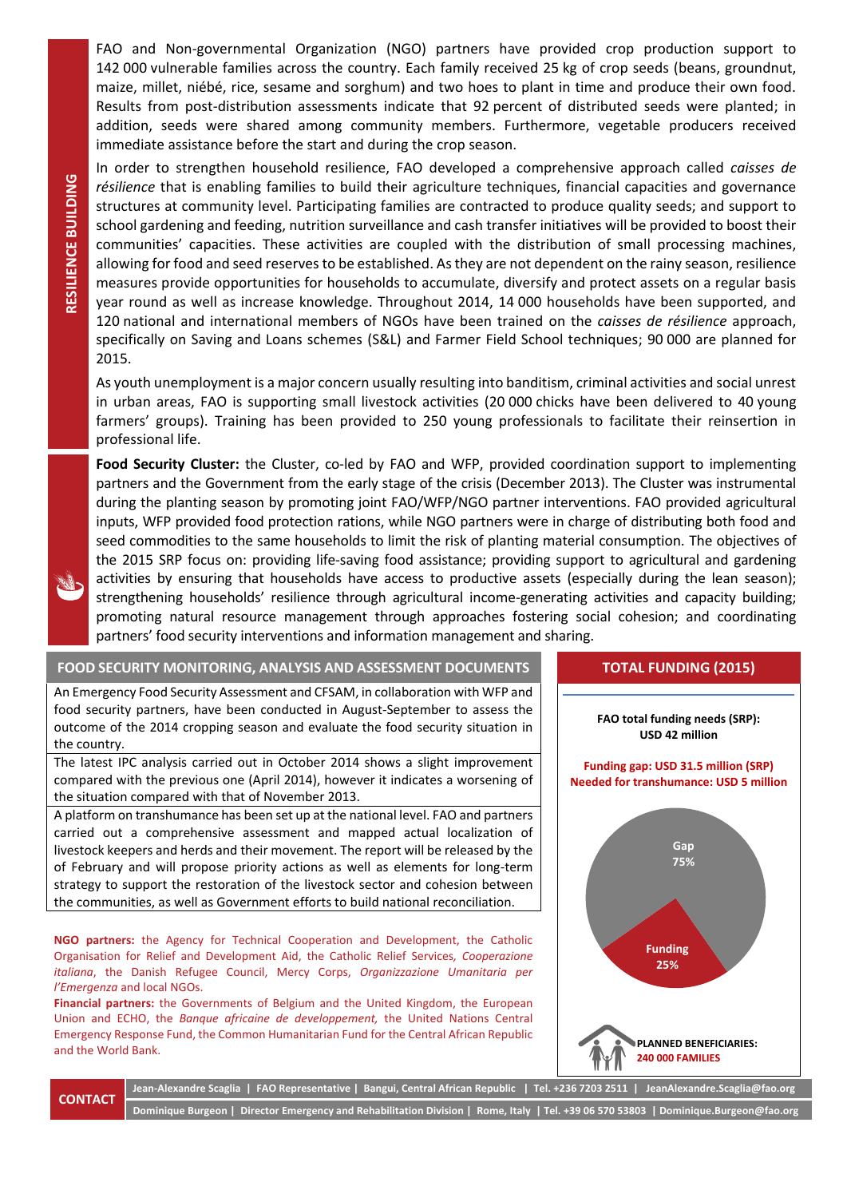FAO and Non-governmental Organization (NGO) partners have provided crop production support to 142 000 vulnerable families across the country. Each family received 25 kg of crop seeds (beans, groundnut, maize, millet, niébé, rice, sesame and sorghum) and two hoes to plant in time and produce their own food. Results from post-distribution assessments indicate that 92 percent of distributed seeds were planted; in addition, seeds were shared among community members. Furthermore, vegetable producers received immediate assistance before the start and during the crop season.

## RESILIENCE BUILDING

In order to strengthen household resilience, FAO developed a comprehensive approach called *caisses de résilience* that is enabling families to build their agriculture techniques, financial capacities and governance structures at community level. Participating families are contracted to produce quality seeds; and support to school gardening and feeding, nutrition surveillance and cash transfer initiatives will be provided to boost their communities' capacities. These activities are coupled with the distribution of small processing machines, allowing for food and seed reserves to be established. As they are not dependent on the rainy season, resilience measures provide opportunities for households to accumulate, diversify and protect assets on a regular basis year round as well as increase knowledge. Throughout 2014, 14 000 households have been supported, and 120 national and international members of NGOs have been trained on the *caisses de résilience* approach, specifically on Saving and Loans schemes (S&L) and Farmer Field School techniques; 90 000 are planned for 2015.

As youth unemployment is a major concern usually resulting into banditism, criminal activities and social unrest in urban areas, FAO is supporting small livestock activities (20 000 chicks have been delivered to 40 young farmers' groups). Training has been provided to 250 young professionals to facilitate their reinsertion in professional life.

**Food Security Cluster:** the Cluster, co-led by FAO and WFP, provided coordination support to implementing partners and the Government from the early stage of the crisis (December 2013). The Cluster was instrumental during the planting season by promoting joint FAO/WFP/NGO partner interventions. FAO provided agricultural inputs, WFP provided food protection rations, while NGO partners were in charge of distributing both food and seed commodities to the same households to limit the risk of planting material consumption. The objectives of the 2015 SRP focus on: providing life-saving food assistance; providing support to agricultural and gardening activities by ensuring that households have access to productive assets (especially during the lean season); strengthening households' resilience through agricultural income-generating activities and capacity building; promoting natural resource management through approaches fostering social cohesion; and coordinating partners' food security interventions and information management and sharing.

## FOOD SECURITY MONITORING, ANALYSIS AND ASSESSMENT DOCUMENTS

An Emergency Food Security Assessment and CFSAM, in collaboration with WFP and food security partners, have been conducted in August-September to assess the outcome of the 2014 cropping season and evaluate the food security situation in the country.

The latest IPC analysis carried out in October 2014 shows a slight improvement compared with the previous one (April 2014), however it indicates a worsening of the situation compared with that of November 2013.

A platform on transhumance has been set up at the national level. FAO and partners carried out a comprehensive assessment and mapped actual localization of livestock keepers and herds and their movement. The report will be released by the of February and will propose priority actions as well as elements for long-term strategy to support the restoration of the livestock sector and cohesion between the communities, as well as Government efforts to build national reconciliation.

**NGO partners:** the Agency for Technical Cooperation and Development, the Catholic Organisation for Relief and Development Aid, the Catholic Relief Services, *Cooperazione italiana*, the Danish Refugee Council, Mercy Corps, *Organizzazione Umanitaria per l'Emergenza* and local NGOs.

**Financial partners:** the Governments of Belgium and the United Kingdom, the European Union and ECHO, the *Banque africaine de developpement,* the United Nations Central Emergency Response Fund, the Common Humanitarian Fund for the Central African Republic and the World Bank.

## TOTAL FUNDING (2015)

**FAO total funding needs (SRP): USD 42 million**

**Funding gap: USD 31.5 million (SRP)**
**Needed for transhumance: USD 5 million**

Gap
75%
Funding
25%

**PLANNED BENEFICIARIES: 240 000 FAMILIES**

**CONTACT**

Jean-Alexandre Scaglia | FAO Representative | Bangui, Central African Republic | Tel. +236 7203 2511 | JeanAlexandre.Scaglia@fao.org

Dominique Burgeon | Director Emergency and Rehabilitation Division | Rome, Italy | Tel. +39 06 570 53803 | Dominique.Burgeon@fao.org